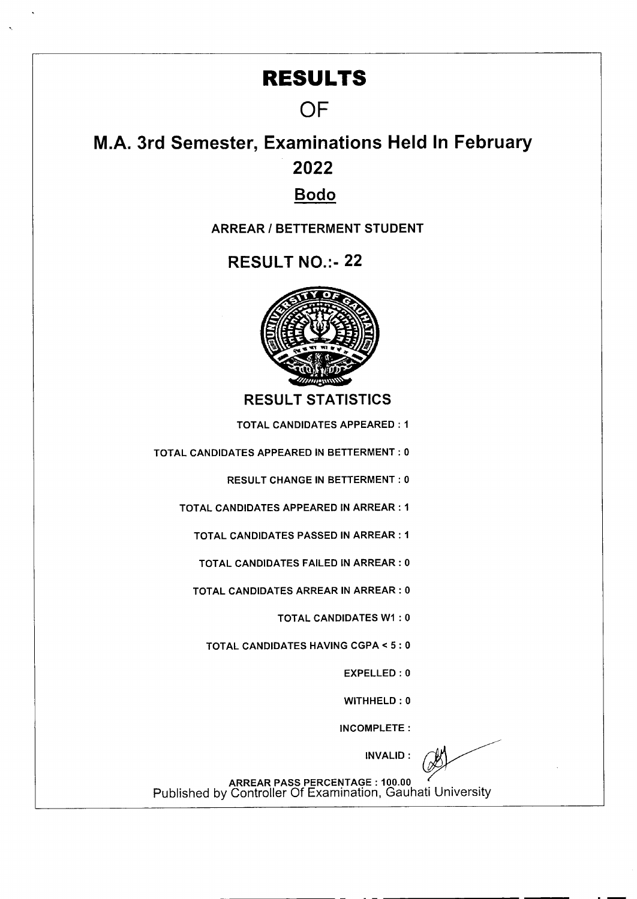# RESULTS

# OF

# M.A. 3rd Semester, Examinations Held In February 2022

## Bodo

**ARREAR / BETTERMENT STUDENT**

## RESULT NO.:- 22

### RESULT STATISTICS

TOTAL CANDIDATES APPEARED : 1

TOTAL CANDIDATES APPEARED IN BETTERMENT : 0

RESULT CHANGE IN BETTERMENT : 0

TOTAL CANDIDATES APPEARED IN ARREAR : 1

TOTAL CANDIDATES PASSED IN ARREAR : 1

TOTAL CANDIDATES FAILED IN ARREAR : 0

TOTAL CANDIDATES ARREAR IN ARREAR : 0

TOTAL CANDIDATES W1 : 0

TOTAL CANDIDATES HAVING CGPA < 5 : 0

EXPELLED : 0

WITHHELD : 0

INCOMPLETE :

INVALID :

ARREAR PASS PERCENTAGE : 100.00

Published by Controller Of Examination, Gauhati University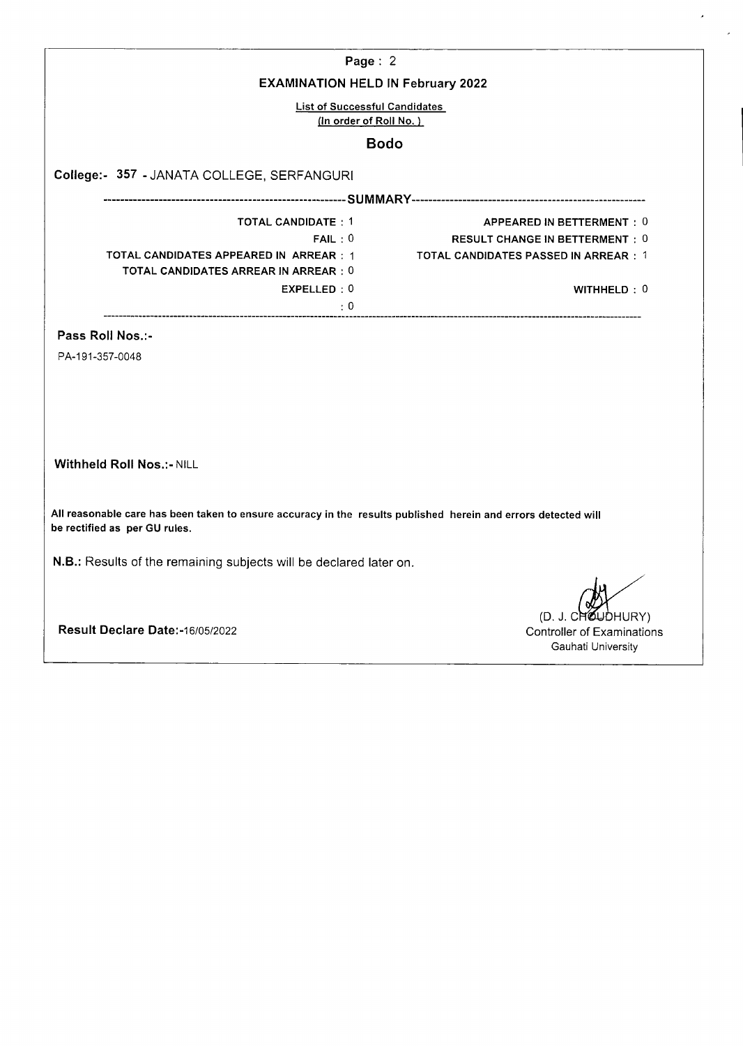**EXAMINATION HELD IN February 2022**

List of Successful Candidates
(In order of Roll No.)

## Bodo

**College:- 357 -** JANATA COLLEGE, SERFANGURI

--------------------SUMMARY--------------------

| | | | |
|---|---|---|---|
| TOTAL CANDIDATE : | 1 | APPEARED IN BETTERMENT : | 0 |
| FAIL : | 0 | RESULT CHANGE IN BETTERMENT : | 0 |
| TOTAL CANDIDATES APPEARED IN ARREAR : | 1 | TOTAL CANDIDATES PASSED IN ARREAR : | 1 |
| TOTAL CANDIDATES ARREAR IN ARREAR : | 0 | | |
| EXPELLED : | 0 | WITHHELD : | 0 |
| : | 0 | | |

**Pass Roll Nos.:-**

PA-191-357-0048

**Withheld Roll Nos.:-** NILL

**All reasonable care has been taken to ensure accuracy in the results published herein and errors detected will be rectified as per GU rules.**

**N.B.:** Results of the remaining subjects will be declared later on.

**Result Declare Date:-**16/05/2022

(D. J. CHOUDHURY)
Controller of Examinations
Gauhati University